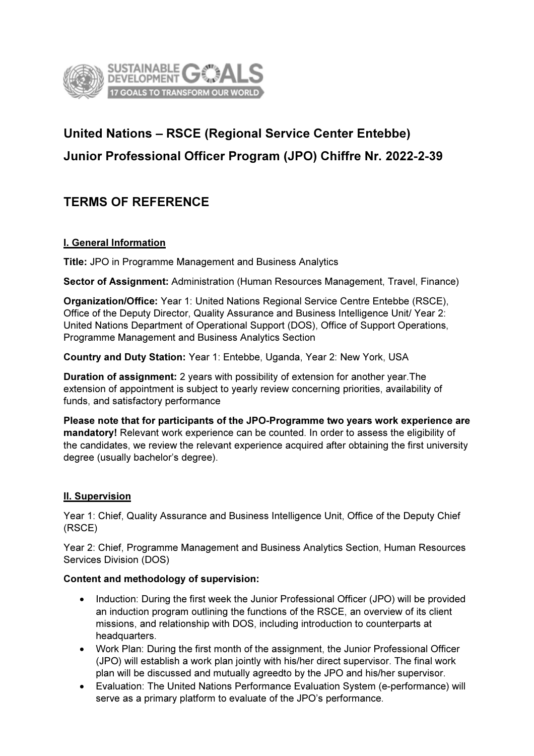# United Nations – RSCE (Regional Service Center Entebbe)
# Junior Professional Officer Program (JPO) Chiffre Nr. 2022-2-39

## TERMS OF REFERENCE

### I. General Information

**Title:** JPO in Programme Management and Business Analytics

**Sector of Assignment:** Administration (Human Resources Management, Travel, Finance)

**Organization/Office:** Year 1: United Nations Regional Service Centre Entebbe (RSCE), Office of the Deputy Director, Quality Assurance and Business Intelligence Unit/ Year 2: United Nations Department of Operational Support (DOS), Office of Support Operations, Programme Management and Business Analytics Section

**Country and Duty Station:** Year 1: Entebbe, Uganda, Year 2: New York, USA

**Duration of assignment:** 2 years with possibility of extension for another year.The extension of appointment is subject to yearly review concerning priorities, availability of funds, and satisfactory performance

**Please note that for participants of the JPO-Programme two years work experience are mandatory!** Relevant work experience can be counted. In order to assess the eligibility of the candidates, we review the relevant experience acquired after obtaining the first university degree (usually bachelor's degree).

### II. Supervision

Year 1: Chief, Quality Assurance and Business Intelligence Unit, Office of the Deputy Chief (RSCE)

Year 2: Chief, Programme Management and Business Analytics Section, Human Resources Services Division (DOS)

**Content and methodology of supervision:**

- Induction: During the first week the Junior Professional Officer (JPO) will be provided an induction program outlining the functions of the RSCE, an overview of its client missions, and relationship with DOS, including introduction to counterparts at headquarters.
- Work Plan: During the first month of the assignment, the Junior Professional Officer (JPO) will establish a work plan jointly with his/her direct supervisor. The final work plan will be discussed and mutually agreedto by the JPO and his/her supervisor.
- Evaluation: The United Nations Performance Evaluation System (e-performance) will serve as a primary platform to evaluate of the JPO's performance.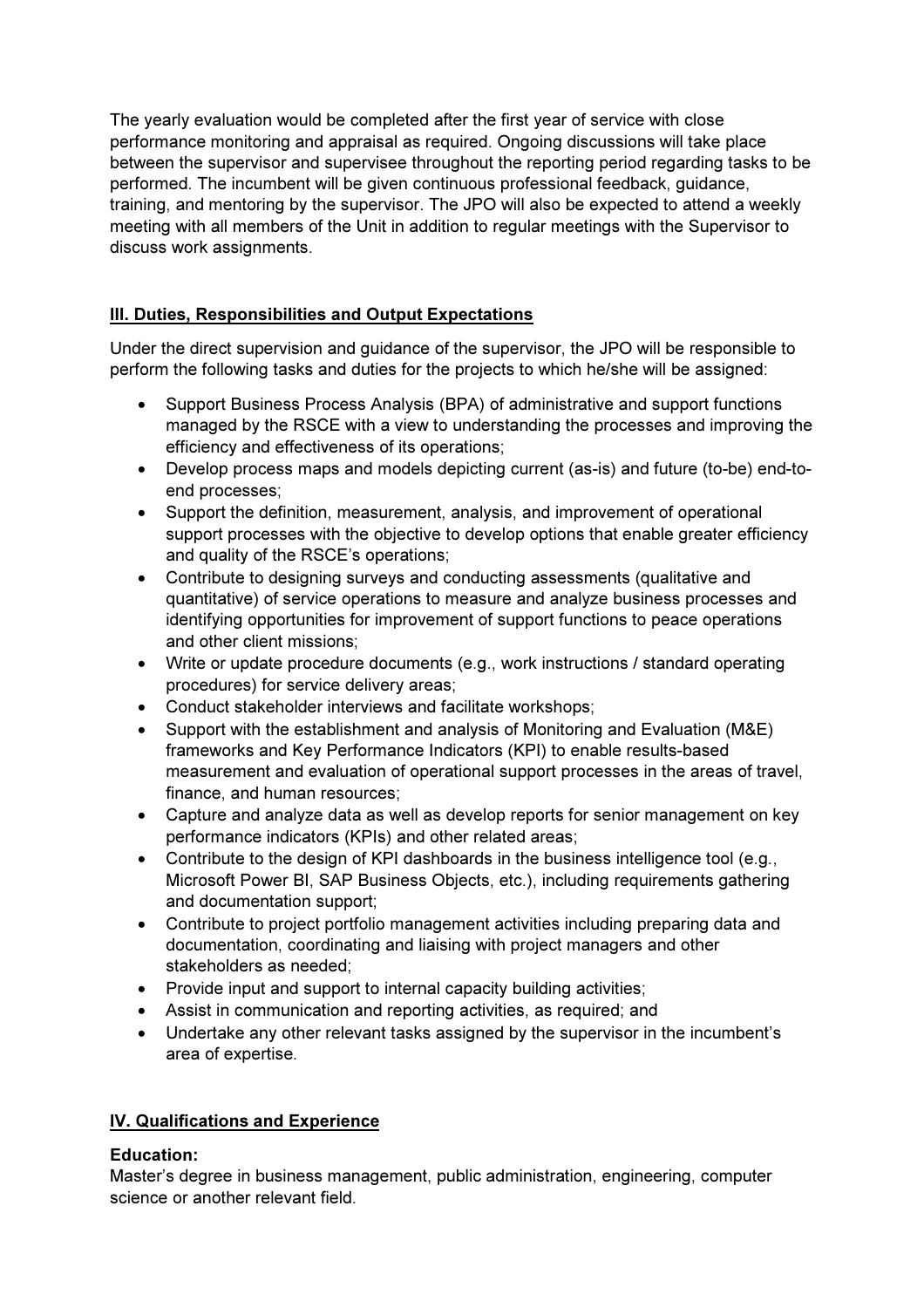The yearly evaluation would be completed after the first year of service with close performance monitoring and appraisal as required. Ongoing discussions will take place between the supervisor and supervisee throughout the reporting period regarding tasks to be performed. The incumbent will be given continuous professional feedback, guidance, training, and mentoring by the supervisor. The JPO will also be expected to attend a weekly meeting with all members of the Unit in addition to regular meetings with the Supervisor to discuss work assignments.

## III. Duties, Responsibilities and Output Expectations

Under the direct supervision and guidance of the supervisor, the JPO will be responsible to perform the following tasks and duties for the projects to which he/she will be assigned:

- Support Business Process Analysis (BPA) of administrative and support functions managed by the RSCE with a view to understanding the processes and improving the efficiency and effectiveness of its operations;
- Develop process maps and models depicting current (as-is) and future (to-be) end-to-end processes;
- Support the definition, measurement, analysis, and improvement of operational support processes with the objective to develop options that enable greater efficiency and quality of the RSCE's operations;
- Contribute to designing surveys and conducting assessments (qualitative and quantitative) of service operations to measure and analyze business processes and identifying opportunities for improvement of support functions to peace operations and other client missions;
- Write or update procedure documents (e.g., work instructions / standard operating procedures) for service delivery areas;
- Conduct stakeholder interviews and facilitate workshops;
- Support with the establishment and analysis of Monitoring and Evaluation (M&E) frameworks and Key Performance Indicators (KPI) to enable results-based measurement and evaluation of operational support processes in the areas of travel, finance, and human resources;
- Capture and analyze data as well as develop reports for senior management on key performance indicators (KPIs) and other related areas;
- Contribute to the design of KPI dashboards in the business intelligence tool (e.g., Microsoft Power BI, SAP Business Objects, etc.), including requirements gathering and documentation support;
- Contribute to project portfolio management activities including preparing data and documentation, coordinating and liaising with project managers and other stakeholders as needed;
- Provide input and support to internal capacity building activities;
- Assist in communication and reporting activities, as required; and
- Undertake any other relevant tasks assigned by the supervisor in the incumbent's area of expertise.

## IV. Qualifications and Experience

**Education:**
Master's degree in business management, public administration, engineering, computer science or another relevant field.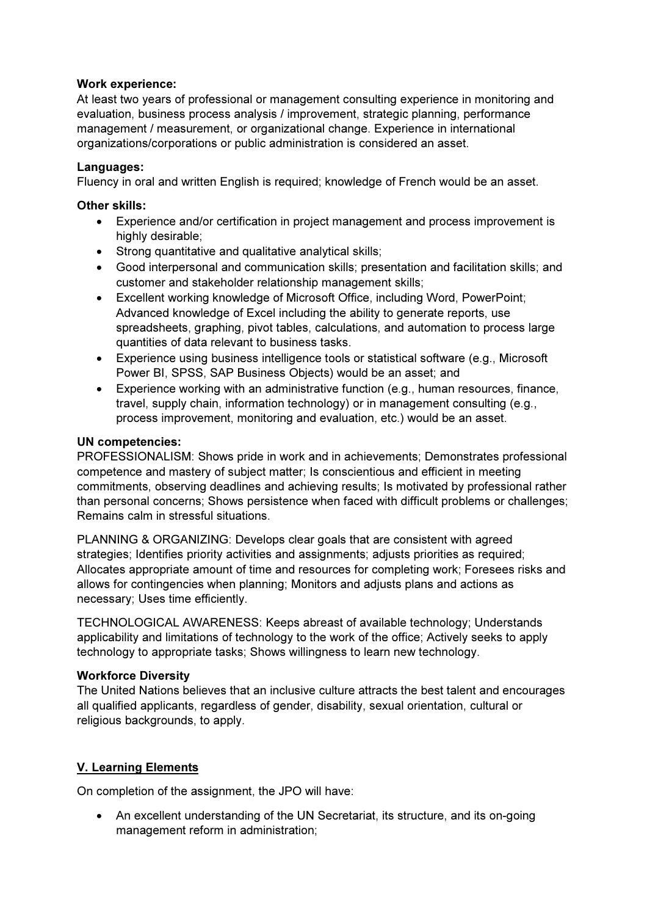**Work experience:**
At least two years of professional or management consulting experience in monitoring and evaluation, business process analysis / improvement, strategic planning, performance management / measurement, or organizational change. Experience in international organizations/corporations or public administration is considered an asset.

**Languages:**
Fluency in oral and written English is required; knowledge of French would be an asset.

**Other skills:**

- Experience and/or certification in project management and process improvement is highly desirable;
- Strong quantitative and qualitative analytical skills;
- Good interpersonal and communication skills; presentation and facilitation skills; and customer and stakeholder relationship management skills;
- Excellent working knowledge of Microsoft Office, including Word, PowerPoint; Advanced knowledge of Excel including the ability to generate reports, use spreadsheets, graphing, pivot tables, calculations, and automation to process large quantities of data relevant to business tasks.
- Experience using business intelligence tools or statistical software (e.g., Microsoft Power BI, SPSS, SAP Business Objects) would be an asset; and
- Experience working with an administrative function (e.g., human resources, finance, travel, supply chain, information technology) or in management consulting (e.g., process improvement, monitoring and evaluation, etc.) would be an asset.

**UN competencies:**
PROFESSIONALISM: Shows pride in work and in achievements; Demonstrates professional competence and mastery of subject matter; Is conscientious and efficient in meeting commitments, observing deadlines and achieving results; Is motivated by professional rather than personal concerns; Shows persistence when faced with difficult problems or challenges; Remains calm in stressful situations.

PLANNING & ORGANIZING: Develops clear goals that are consistent with agreed strategies; Identifies priority activities and assignments; adjusts priorities as required; Allocates appropriate amount of time and resources for completing work; Foresees risks and allows for contingencies when planning; Monitors and adjusts plans and actions as necessary; Uses time efficiently.

TECHNOLOGICAL AWARENESS: Keeps abreast of available technology; Understands applicability and limitations of technology to the work of the office; Actively seeks to apply technology to appropriate tasks; Shows willingness to learn new technology.

**Workforce Diversity**
The United Nations believes that an inclusive culture attracts the best talent and encourages all qualified applicants, regardless of gender, disability, sexual orientation, cultural or religious backgrounds, to apply.

## V. Learning Elements

On completion of the assignment, the JPO will have:

- An excellent understanding of the UN Secretariat, its structure, and its on-going management reform in administration;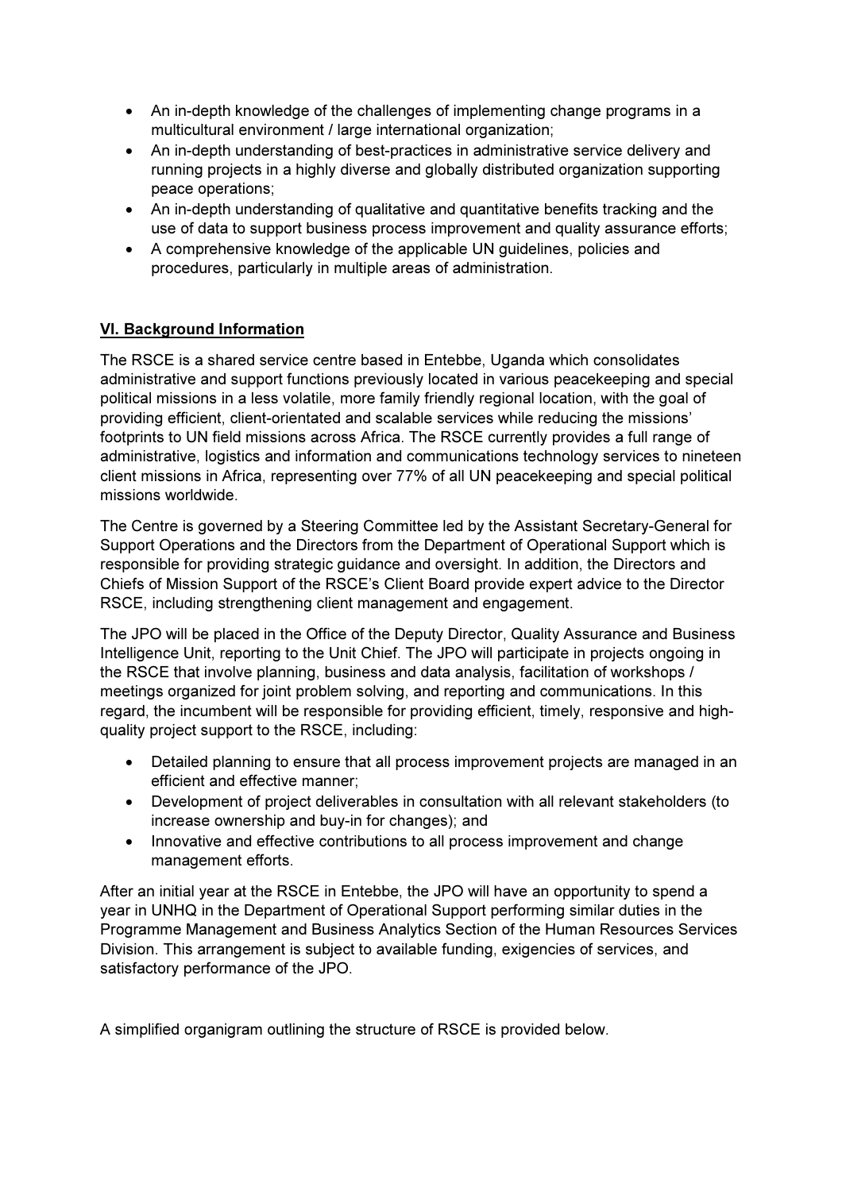- An in-depth knowledge of the challenges of implementing change programs in a multicultural environment / large international organization;
- An in-depth understanding of best-practices in administrative service delivery and running projects in a highly diverse and globally distributed organization supporting peace operations;
- An in-depth understanding of qualitative and quantitative benefits tracking and the use of data to support business process improvement and quality assurance efforts;
- A comprehensive knowledge of the applicable UN guidelines, policies and procedures, particularly in multiple areas of administration.

## VI. Background Information

The RSCE is a shared service centre based in Entebbe, Uganda which consolidates administrative and support functions previously located in various peacekeeping and special political missions in a less volatile, more family friendly regional location, with the goal of providing efficient, client-orientated and scalable services while reducing the missions' footprints to UN field missions across Africa. The RSCE currently provides a full range of administrative, logistics and information and communications technology services to nineteen client missions in Africa, representing over 77% of all UN peacekeeping and special political missions worldwide.

The Centre is governed by a Steering Committee led by the Assistant Secretary-General for Support Operations and the Directors from the Department of Operational Support which is responsible for providing strategic guidance and oversight. In addition, the Directors and Chiefs of Mission Support of the RSCE's Client Board provide expert advice to the Director RSCE, including strengthening client management and engagement.

The JPO will be placed in the Office of the Deputy Director, Quality Assurance and Business Intelligence Unit, reporting to the Unit Chief. The JPO will participate in projects ongoing in the RSCE that involve planning, business and data analysis, facilitation of workshops / meetings organized for joint problem solving, and reporting and communications. In this regard, the incumbent will be responsible for providing efficient, timely, responsive and high-quality project support to the RSCE, including:

- Detailed planning to ensure that all process improvement projects are managed in an efficient and effective manner;
- Development of project deliverables in consultation with all relevant stakeholders (to increase ownership and buy-in for changes); and
- Innovative and effective contributions to all process improvement and change management efforts.

After an initial year at the RSCE in Entebbe, the JPO will have an opportunity to spend a year in UNHQ in the Department of Operational Support performing similar duties in the Programme Management and Business Analytics Section of the Human Resources Services Division. This arrangement is subject to available funding, exigencies of services, and satisfactory performance of the JPO.

A simplified organigram outlining the structure of RSCE is provided below.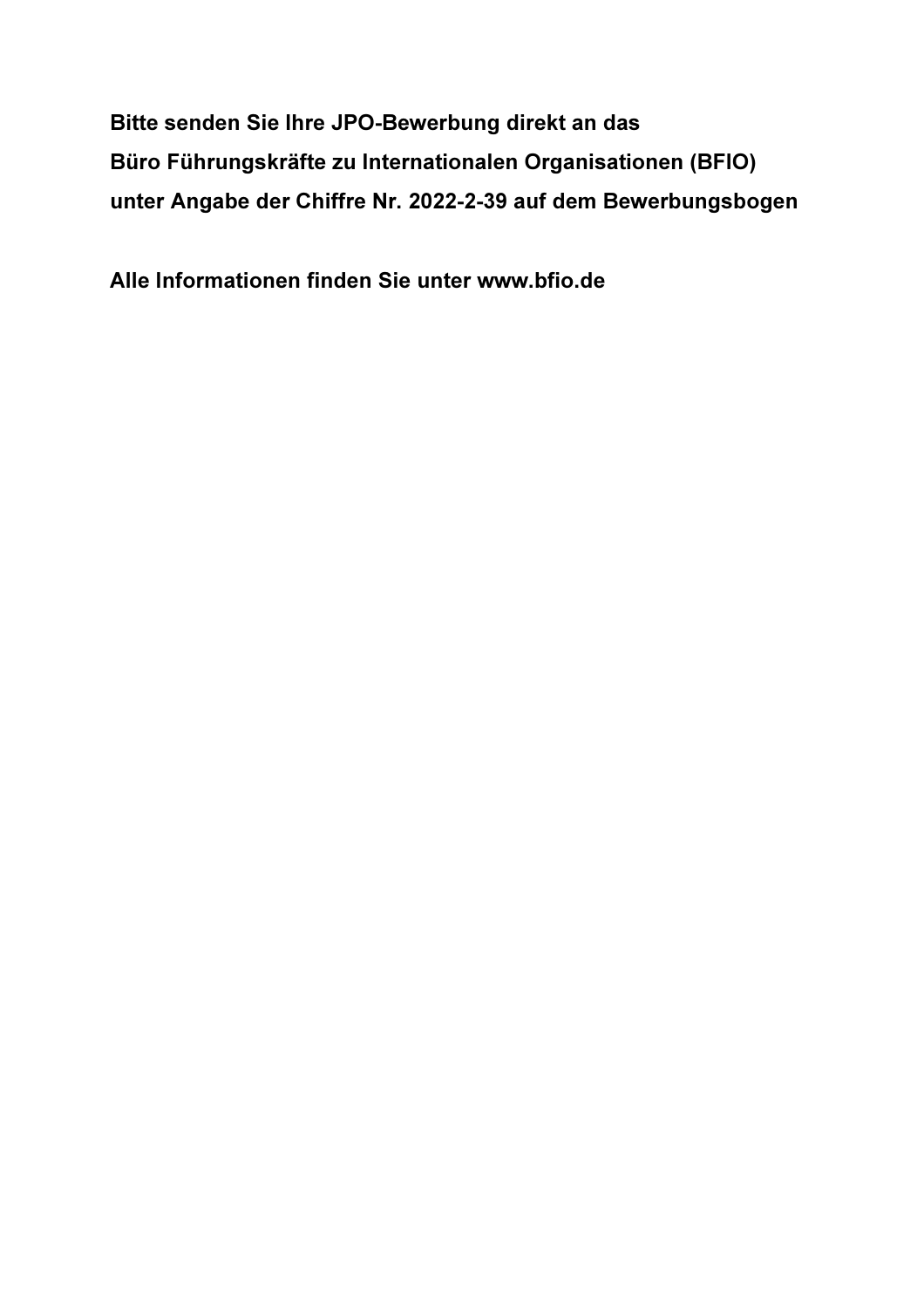**Bitte senden Sie Ihre JPO-Bewerbung direkt an das**
**Büro Führungskräfte zu Internationalen Organisationen (BFIO)**
**unter Angabe der Chiffre Nr. 2022-2-39 auf dem Bewerbungsbogen**

**Alle Informationen finden Sie unter www.bfio.de**